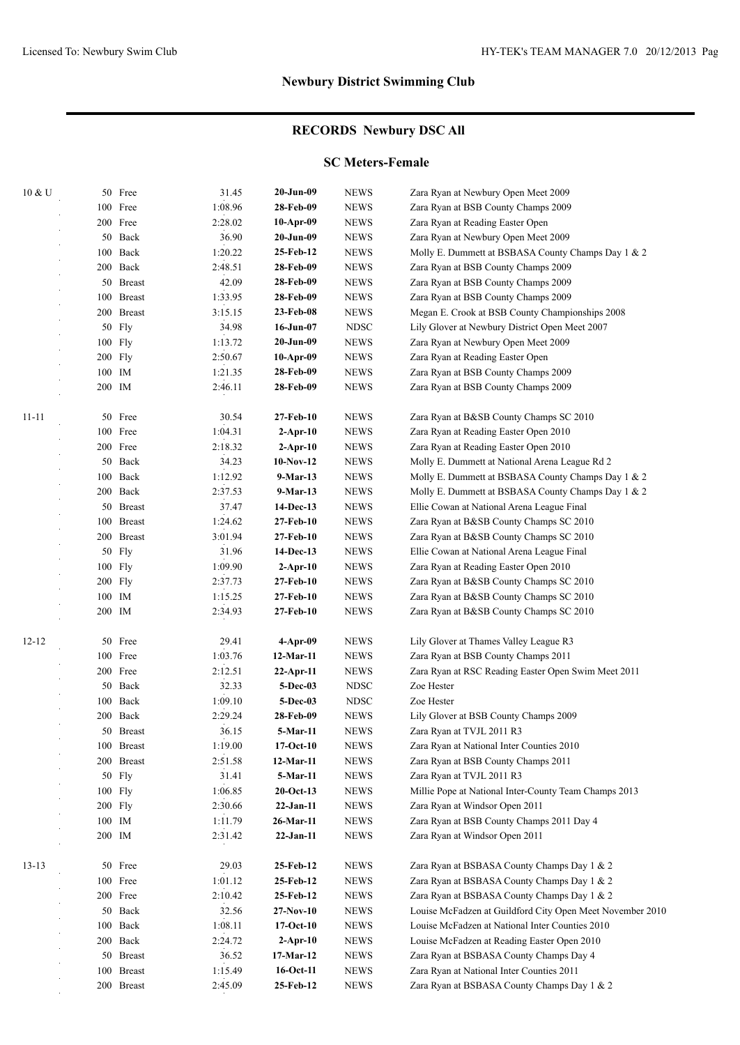## Newbury District Swimming Club

### RECORDS Newbury DSC All

#### SC Meters-Female

| Age | Event | Time | Date | Team | Swimmer / Meet |
|---|---|---|---|---|---|
| 10 & U | 50 Free | 31.45 | **20-Jun-09** | NEWS | Zara Ryan at Newbury Open Meet 2009 |
| | 100 Free | 1:08.96 | **28-Feb-09** | NEWS | Zara Ryan at BSB County Champs 2009 |
| | 200 Free | 2:28.02 | **10-Apr-09** | NEWS | Zara Ryan at Reading Easter Open |
| | 50 Back | 36.90 | **20-Jun-09** | NEWS | Zara Ryan at Newbury Open Meet 2009 |
| | 100 Back | 1:20.22 | **25-Feb-12** | NEWS | Molly E. Dummett at BSBASA County Champs Day 1 & 2 |
| | 200 Back | 2:48.51 | **28-Feb-09** | NEWS | Zara Ryan at BSB County Champs 2009 |
| | 50 Breast | 42.09 | **28-Feb-09** | NEWS | Zara Ryan at BSB County Champs 2009 |
| | 100 Breast | 1:33.95 | **28-Feb-09** | NEWS | Zara Ryan at BSB County Champs 2009 |
| | 200 Breast | 3:15.15 | **23-Feb-08** | NEWS | Megan E. Crook at BSB County Championships 2008 |
| | 50 Fly | 34.98 | **16-Jun-07** | NDSC | Lily Glover at Newbury District Open Meet 2007 |
| | 100 Fly | 1:13.72 | **20-Jun-09** | NEWS | Zara Ryan at Newbury Open Meet 2009 |
| | 200 Fly | 2:50.67 | **10-Apr-09** | NEWS | Zara Ryan at Reading Easter Open |
| | 100 IM | 1:21.35 | **28-Feb-09** | NEWS | Zara Ryan at BSB County Champs 2009 |
| | 200 IM | 2:46.11 | **28-Feb-09** | NEWS | Zara Ryan at BSB County Champs 2009 |
| 11-11 | 50 Free | 30.54 | **27-Feb-10** | NEWS | Zara Ryan at B&SB County Champs SC 2010 |
| | 100 Free | 1:04.31 | **2-Apr-10** | NEWS | Zara Ryan at Reading Easter Open 2010 |
| | 200 Free | 2:18.32 | **2-Apr-10** | NEWS | Zara Ryan at Reading Easter Open 2010 |
| | 50 Back | 34.23 | **10-Nov-12** | NEWS | Molly E. Dummett at National Arena League Rd 2 |
| | 100 Back | 1:12.92 | **9-Mar-13** | NEWS | Molly E. Dummett at BSBASA County Champs Day 1 & 2 |
| | 200 Back | 2:37.53 | **9-Mar-13** | NEWS | Molly E. Dummett at BSBASA County Champs Day 1 & 2 |
| | 50 Breast | 37.47 | **14-Dec-13** | NEWS | Ellie Cowan at National Arena League Final |
| | 100 Breast | 1:24.62 | **27-Feb-10** | NEWS | Zara Ryan at B&SB County Champs SC 2010 |
| | 200 Breast | 3:01.94 | **27-Feb-10** | NEWS | Zara Ryan at B&SB County Champs SC 2010 |
| | 50 Fly | 31.96 | **14-Dec-13** | NEWS | Ellie Cowan at National Arena League Final |
| | 100 Fly | 1:09.90 | **2-Apr-10** | NEWS | Zara Ryan at Reading Easter Open 2010 |
| | 200 Fly | 2:37.73 | **27-Feb-10** | NEWS | Zara Ryan at B&SB County Champs SC 2010 |
| | 100 IM | 1:15.25 | **27-Feb-10** | NEWS | Zara Ryan at B&SB County Champs SC 2010 |
| | 200 IM | 2:34.93 | **27-Feb-10** | NEWS | Zara Ryan at B&SB County Champs SC 2010 |
| 12-12 | 50 Free | 29.41 | **4-Apr-09** | NEWS | Lily Glover at Thames Valley League R3 |
| | 100 Free | 1:03.76 | **12-Mar-11** | NEWS | Zara Ryan at BSB County Champs 2011 |
| | 200 Free | 2:12.51 | **22-Apr-11** | NEWS | Zara Ryan at RSC Reading Easter Open Swim Meet 2011 |
| | 50 Back | 32.33 | **5-Dec-03** | NDSC | Zoe Hester |
| | 100 Back | 1:09.10 | **5-Dec-03** | NDSC | Zoe Hester |
| | 200 Back | 2:29.24 | **28-Feb-09** | NEWS | Lily Glover at BSB County Champs 2009 |
| | 50 Breast | 36.15 | **5-Mar-11** | NEWS | Zara Ryan at TVJL 2011 R3 |
| | 100 Breast | 1:19.00 | **17-Oct-10** | NEWS | Zara Ryan at National Inter Counties 2010 |
| | 200 Breast | 2:51.58 | **12-Mar-11** | NEWS | Zara Ryan at BSB County Champs 2011 |
| | 50 Fly | 31.41 | **5-Mar-11** | NEWS | Zara Ryan at TVJL 2011 R3 |
| | 100 Fly | 1:06.85 | **20-Oct-13** | NEWS | Millie Pope at National Inter-County Team Champs 2013 |
| | 200 Fly | 2:30.66 | **22-Jan-11** | NEWS | Zara Ryan at Windsor Open 2011 |
| | 100 IM | 1:11.79 | **26-Mar-11** | NEWS | Zara Ryan at BSB County Champs 2011 Day 4 |
| | 200 IM | 2:31.42 | **22-Jan-11** | NEWS | Zara Ryan at Windsor Open 2011 |
| 13-13 | 50 Free | 29.03 | **25-Feb-12** | NEWS | Zara Ryan at BSBASA County Champs Day 1 & 2 |
| | 100 Free | 1:01.12 | **25-Feb-12** | NEWS | Zara Ryan at BSBASA County Champs Day 1 & 2 |
| | 200 Free | 2:10.42 | **25-Feb-12** | NEWS | Zara Ryan at BSBASA County Champs Day 1 & 2 |
| | 50 Back | 32.56 | **27-Nov-10** | NEWS | Louise McFadzen at Guildford City Open Meet November 2010 |
| | 100 Back | 1:08.11 | **17-Oct-10** | NEWS | Louise McFadzen at National Inter Counties 2010 |
| | 200 Back | 2:24.72 | **2-Apr-10** | NEWS | Louise McFadzen at Reading Easter Open 2010 |
| | 50 Breast | 36.52 | **17-Mar-12** | NEWS | Zara Ryan at BSBASA County Champs Day 4 |
| | 100 Breast | 1:15.49 | **16-Oct-11** | NEWS | Zara Ryan at National Inter Counties 2011 |
| | 200 Breast | 2:45.09 | **25-Feb-12** | NEWS | Zara Ryan at BSBASA County Champs Day 1 & 2 |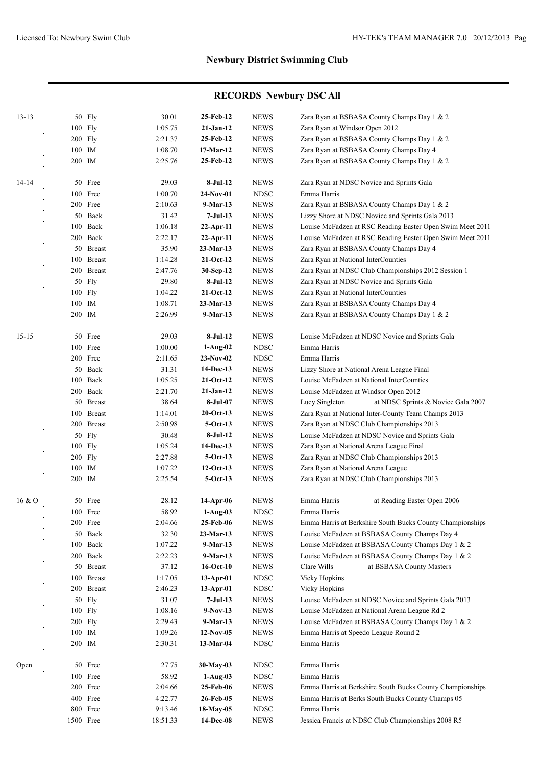## Newbury District Swimming Club

### RECORDS Newbury DSC All

| Age | Event | | Time | Date | Source | Details |
|---|---|---|---|---|---|---|
| 13-13 | 50 | Fly | 30.01 | **25-Feb-12** | NEWS | Zara Ryan at BSBASA County Champs Day 1 & 2 |
| | 100 | Fly | 1:05.75 | **21-Jan-12** | NEWS | Zara Ryan at Windsor Open 2012 |
| | 200 | Fly | 2:21.37 | **25-Feb-12** | NEWS | Zara Ryan at BSBASA County Champs Day 1 & 2 |
| | 100 | IM | 1:08.70 | **17-Mar-12** | NEWS | Zara Ryan at BSBASA County Champs Day 4 |
| | 200 | IM | 2:25.76 | **25-Feb-12** | NEWS | Zara Ryan at BSBASA County Champs Day 1 & 2 |
| 14-14 | 50 | Free | 29.03 | **8-Jul-12** | NEWS | Zara Ryan at NDSC Novice and Sprints Gala |
| | 100 | Free | 1:00.70 | **24-Nov-01** | NDSC | Emma Harris |
| | 200 | Free | 2:10.63 | **9-Mar-13** | NEWS | Zara Ryan at BSBASA County Champs Day 1 & 2 |
| | 50 | Back | 31.42 | **7-Jul-13** | NEWS | Lizzy Shore at NDSC Novice and Sprints Gala 2013 |
| | 100 | Back | 1:06.18 | **22-Apr-11** | NEWS | Louise McFadzen at RSC Reading Easter Open Swim Meet 2011 |
| | 200 | Back | 2:22.17 | **22-Apr-11** | NEWS | Louise McFadzen at RSC Reading Easter Open Swim Meet 2011 |
| | 50 | Breast | 35.90 | **23-Mar-13** | NEWS | Zara Ryan at BSBASA County Champs Day 4 |
| | 100 | Breast | 1:14.28 | **21-Oct-12** | NEWS | Zara Ryan at National InterCounties |
| | 200 | Breast | 2:47.76 | **30-Sep-12** | NEWS | Zara Ryan at NDSC Club Championships 2012 Session 1 |
| | 50 | Fly | 29.80 | **8-Jul-12** | NEWS | Zara Ryan at NDSC Novice and Sprints Gala |
| | 100 | Fly | 1:04.22 | **21-Oct-12** | NEWS | Zara Ryan at National InterCounties |
| | 100 | IM | 1:08.71 | **23-Mar-13** | NEWS | Zara Ryan at BSBASA County Champs Day 4 |
| | 200 | IM | 2:26.99 | **9-Mar-13** | NEWS | Zara Ryan at BSBASA County Champs Day 1 & 2 |
| 15-15 | 50 | Free | 29.03 | **8-Jul-12** | NEWS | Louise McFadzen at NDSC Novice and Sprints Gala |
| | 100 | Free | 1:00.00 | **1-Aug-02** | NDSC | Emma Harris |
| | 200 | Free | 2:11.65 | **23-Nov-02** | NDSC | Emma Harris |
| | 50 | Back | 31.31 | **14-Dec-13** | NEWS | Lizzy Shore at National Arena League Final |
| | 100 | Back | 1:05.25 | **21-Oct-12** | NEWS | Louise McFadzen at National InterCounties |
| | 200 | Back | 2:21.70 | **21-Jan-12** | NEWS | Louise McFadzen at Windsor Open 2012 |
| | 50 | Breast | 38.64 | **8-Jul-07** | NEWS | Lucy Singleton at NDSC Sprints & Novice Gala 2007 |
| | 100 | Breast | 1:14.01 | **20-Oct-13** | NEWS | Zara Ryan at National Inter-County Team Champs 2013 |
| | 200 | Breast | 2:50.98 | **5-Oct-13** | NEWS | Zara Ryan at NDSC Club Championships 2013 |
| | 50 | Fly | 30.48 | **8-Jul-12** | NEWS | Louise McFadzen at NDSC Novice and Sprints Gala |
| | 100 | Fly | 1:05.24 | **14-Dec-13** | NEWS | Zara Ryan at National Arena League Final |
| | 200 | Fly | 2:27.88 | **5-Oct-13** | NEWS | Zara Ryan at NDSC Club Championships 2013 |
| | 100 | IM | 1:07.22 | **12-Oct-13** | NEWS | Zara Ryan at National Arena League |
| | 200 | IM | 2:25.54 | **5-Oct-13** | NEWS | Zara Ryan at NDSC Club Championships 2013 |
| 16 & O | 50 | Free | 28.12 | **14-Apr-06** | NEWS | Emma Harris at Reading Easter Open 2006 |
| | 100 | Free | 58.92 | **1-Aug-03** | NDSC | Emma Harris |
| | 200 | Free | 2:04.66 | **25-Feb-06** | NEWS | Emma Harris at Berkshire South Bucks County Championships |
| | 50 | Back | 32.30 | **23-Mar-13** | NEWS | Louise McFadzen at BSBASA County Champs Day 4 |
| | 100 | Back | 1:07.22 | **9-Mar-13** | NEWS | Louise McFadzen at BSBASA County Champs Day 1 & 2 |
| | 200 | Back | 2:22.23 | **9-Mar-13** | NEWS | Louise McFadzen at BSBASA County Champs Day 1 & 2 |
| | 50 | Breast | 37.12 | **16-Oct-10** | NEWS | Clare Wills at BSBASA County Masters |
| | 100 | Breast | 1:17.05 | **13-Apr-01** | NDSC | Vicky Hopkins |
| | 200 | Breast | 2:46.23 | **13-Apr-01** | NDSC | Vicky Hopkins |
| | 50 | Fly | 31.07 | **7-Jul-13** | NEWS | Louise McFadzen at NDSC Novice and Sprints Gala 2013 |
| | 100 | Fly | 1:08.16 | **9-Nov-13** | NEWS | Louise McFadzen at National Arena League Rd 2 |
| | 200 | Fly | 2:29.43 | **9-Mar-13** | NEWS | Louise McFadzen at BSBASA County Champs Day 1 & 2 |
| | 100 | IM | 1:09.26 | **12-Nov-05** | NEWS | Emma Harris at Speedo League Round 2 |
| | 200 | IM | 2:30.31 | **13-Mar-04** | NDSC | Emma Harris |
| Open | 50 | Free | 27.75 | **30-May-03** | NDSC | Emma Harris |
| | 100 | Free | 58.92 | **1-Aug-03** | NDSC | Emma Harris |
| | 200 | Free | 2:04.66 | **25-Feb-06** | NEWS | Emma Harris at Berkshire South Bucks County Championships |
| | 400 | Free | 4:22.77 | **26-Feb-05** | NEWS | Emma Harris at Berks South Bucks County Champs 05 |
| | 800 | Free | 9:13.46 | **18-May-05** | NDSC | Emma Harris |
| | 1500 | Free | 18:51.33 | **14-Dec-08** | NEWS | Jessica Francis at NDSC Club Championships 2008 R5 |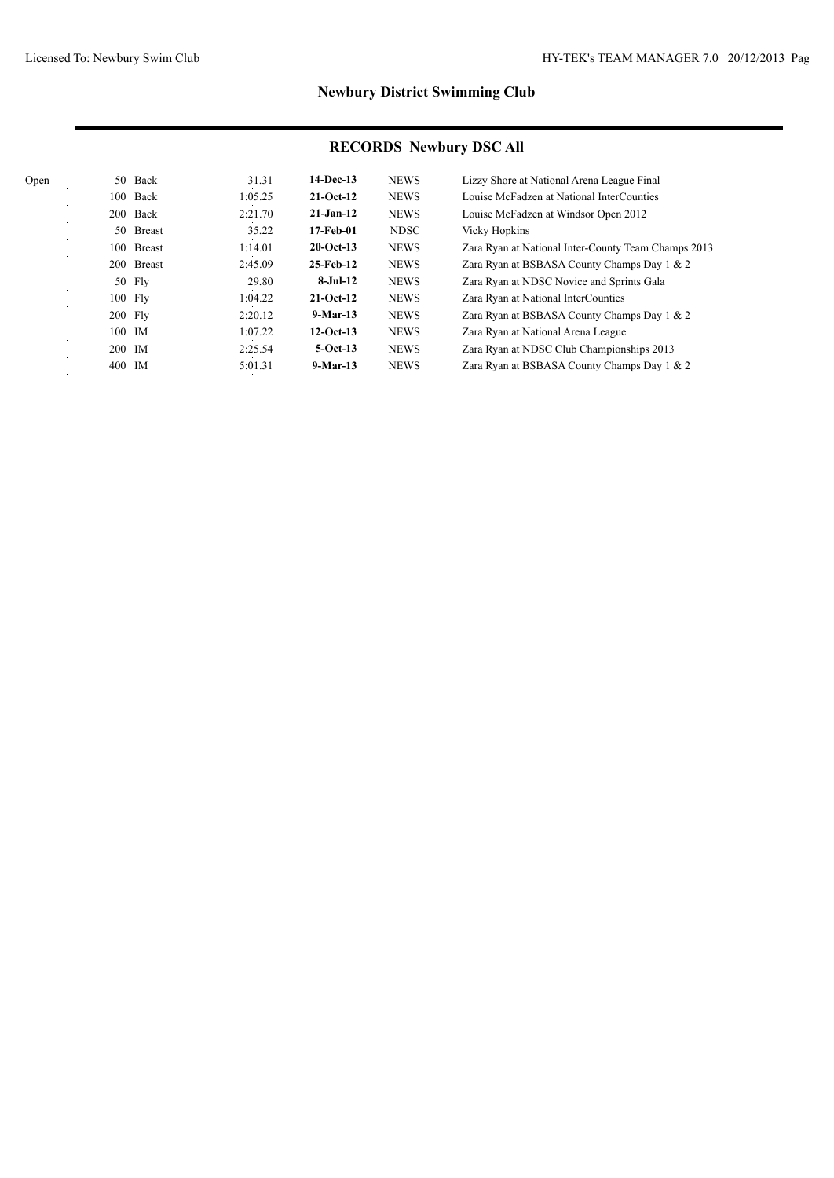## Newbury District Swimming Club

### RECORDS Newbury DSC All

| | Distance | Stroke | Time | Date | Team | Swimmer / Meet |
|---|---|---|---|---|---|---|
| Open | 50 | Back | 31.31 | **14-Dec-13** | NEWS | Lizzy Shore at National Arena League Final |
| | 100 | Back | 1:05.25 | **21-Oct-12** | NEWS | Louise McFadzen at National InterCounties |
| | 200 | Back | 2:21.70 | **21-Jan-12** | NEWS | Louise McFadzen at Windsor Open 2012 |
| | 50 | Breast | 35.22 | **17-Feb-01** | NDSC | Vicky Hopkins |
| | 100 | Breast | 1:14.01 | **20-Oct-13** | NEWS | Zara Ryan at National Inter-County Team Champs 2013 |
| | 200 | Breast | 2:45.09 | **25-Feb-12** | NEWS | Zara Ryan at BSBASA County Champs Day 1 & 2 |
| | 50 | Fly | 29.80 | **8-Jul-12** | NEWS | Zara Ryan at NDSC Novice and Sprints Gala |
| | 100 | Fly | 1:04.22 | **21-Oct-12** | NEWS | Zara Ryan at National InterCounties |
| | 200 | Fly | 2:20.12 | **9-Mar-13** | NEWS | Zara Ryan at BSBASA County Champs Day 1 & 2 |
| | 100 | IM | 1:07.22 | **12-Oct-13** | NEWS | Zara Ryan at National Arena League |
| | 200 | IM | 2:25.54 | **5-Oct-13** | NEWS | Zara Ryan at NDSC Club Championships 2013 |
| | 400 | IM | 5:01.31 | **9-Mar-13** | NEWS | Zara Ryan at BSBASA County Champs Day 1 & 2 |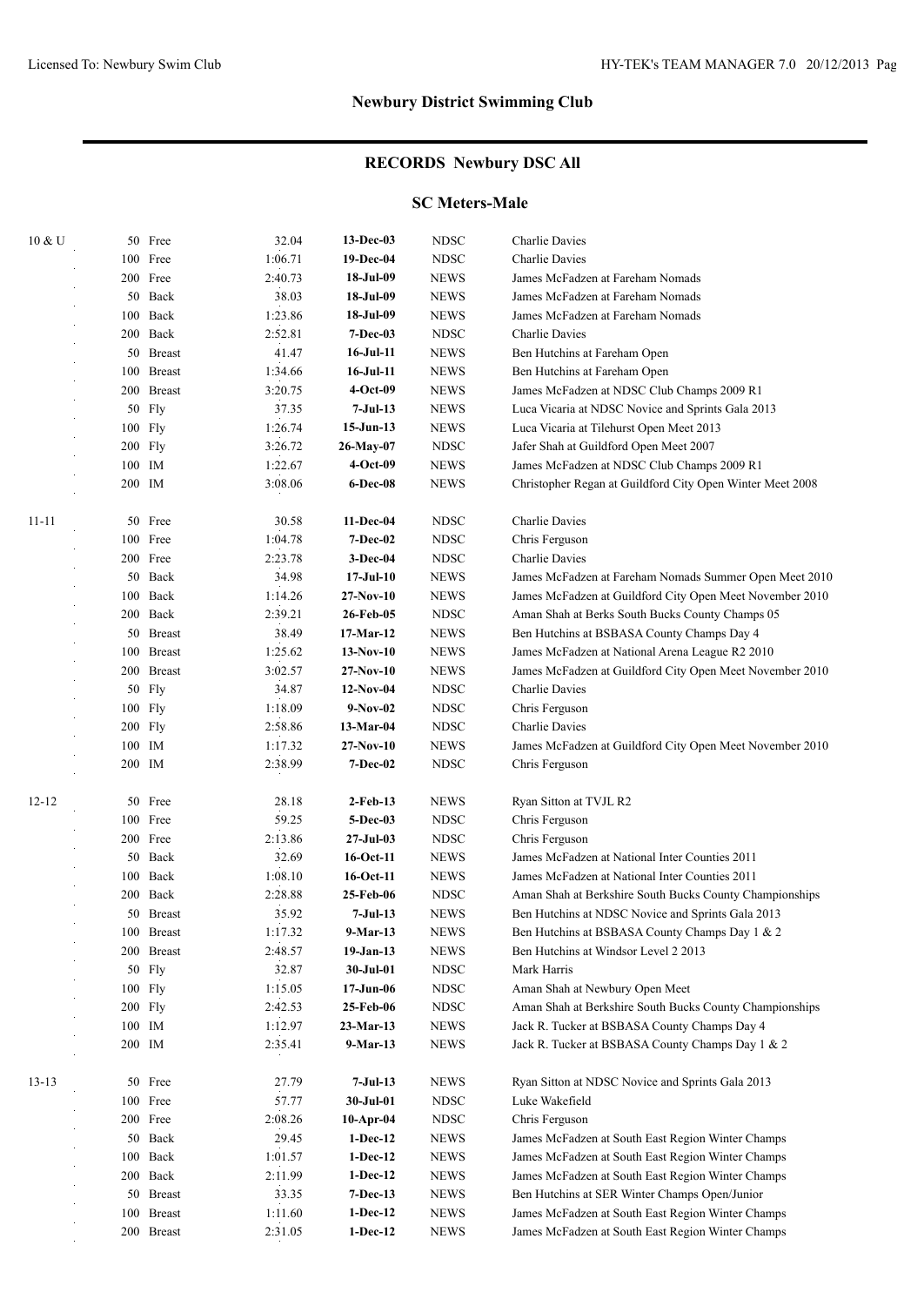## Newbury District Swimming Club

## RECORDS Newbury DSC All

### SC Meters-Male

| Age | Event | Time | Date | Team | Swimmer |
|---|---|---|---|---|---|
| 10 & U | 50 Free | 32.04 | **13-Dec-03** | NDSC | Charlie Davies |
| | 100 Free | 1:06.71 | **19-Dec-04** | NDSC | Charlie Davies |
| | 200 Free | 2:40.73 | **18-Jul-09** | NEWS | James McFadzen at Fareham Nomads |
| | 50 Back | 38.03 | **18-Jul-09** | NEWS | James McFadzen at Fareham Nomads |
| | 100 Back | 1:23.86 | **18-Jul-09** | NEWS | James McFadzen at Fareham Nomads |
| | 200 Back | 2:52.81 | **7-Dec-03** | NDSC | Charlie Davies |
| | 50 Breast | 41.47 | **16-Jul-11** | NEWS | Ben Hutchins at Fareham Open |
| | 100 Breast | 1:34.66 | **16-Jul-11** | NEWS | Ben Hutchins at Fareham Open |
| | 200 Breast | 3:20.75 | **4-Oct-09** | NEWS | James McFadzen at NDSC Club Champs 2009 R1 |
| | 50 Fly | 37.35 | **7-Jul-13** | NEWS | Luca Vicaria at NDSC Novice and Sprints Gala 2013 |
| | 100 Fly | 1:26.74 | **15-Jun-13** | NEWS | Luca Vicaria at Tilehurst Open Meet 2013 |
| | 200 Fly | 3:26.72 | **26-May-07** | NDSC | Jafer Shah at Guildford Open Meet 2007 |
| | 100 IM | 1:22.67 | **4-Oct-09** | NEWS | James McFadzen at NDSC Club Champs 2009 R1 |
| | 200 IM | 3:08.06 | **6-Dec-08** | NEWS | Christopher Regan at Guildford City Open Winter Meet 2008 |
| 11-11 | 50 Free | 30.58 | **11-Dec-04** | NDSC | Charlie Davies |
| | 100 Free | 1:04.78 | **7-Dec-02** | NDSC | Chris Ferguson |
| | 200 Free | 2:23.78 | **3-Dec-04** | NDSC | Charlie Davies |
| | 50 Back | 34.98 | **17-Jul-10** | NEWS | James McFadzen at Fareham Nomads Summer Open Meet 2010 |
| | 100 Back | 1:14.26 | **27-Nov-10** | NEWS | James McFadzen at Guildford City Open Meet November 2010 |
| | 200 Back | 2:39.21 | **26-Feb-05** | NDSC | Aman Shah at Berks South Bucks County Champs 05 |
| | 50 Breast | 38.49 | **17-Mar-12** | NEWS | Ben Hutchins at BSBASA County Champs Day 4 |
| | 100 Breast | 1:25.62 | **13-Nov-10** | NEWS | James McFadzen at National Arena League R2 2010 |
| | 200 Breast | 3:02.57 | **27-Nov-10** | NEWS | James McFadzen at Guildford City Open Meet November 2010 |
| | 50 Fly | 34.87 | **12-Nov-04** | NDSC | Charlie Davies |
| | 100 Fly | 1:18.09 | **9-Nov-02** | NDSC | Chris Ferguson |
| | 200 Fly | 2:58.86 | **13-Mar-04** | NDSC | Charlie Davies |
| | 100 IM | 1:17.32 | **27-Nov-10** | NEWS | James McFadzen at Guildford City Open Meet November 2010 |
| | 200 IM | 2:38.99 | **7-Dec-02** | NDSC | Chris Ferguson |
| 12-12 | 50 Free | 28.18 | **2-Feb-13** | NEWS | Ryan Sitton at TVJL R2 |
| | 100 Free | 59.25 | **5-Dec-03** | NDSC | Chris Ferguson |
| | 200 Free | 2:13.86 | **27-Jul-03** | NDSC | Chris Ferguson |
| | 50 Back | 32.69 | **16-Oct-11** | NEWS | James McFadzen at National Inter Counties 2011 |
| | 100 Back | 1:08.10 | **16-Oct-11** | NEWS | James McFadzen at National Inter Counties 2011 |
| | 200 Back | 2:28.88 | **25-Feb-06** | NDSC | Aman Shah at Berkshire South Bucks County Championships |
| | 50 Breast | 35.92 | **7-Jul-13** | NEWS | Ben Hutchins at NDSC Novice and Sprints Gala 2013 |
| | 100 Breast | 1:17.32 | **9-Mar-13** | NEWS | Ben Hutchins at BSBASA County Champs Day 1 & 2 |
| | 200 Breast | 2:48.57 | **19-Jan-13** | NEWS | Ben Hutchins at Windsor Level 2 2013 |
| | 50 Fly | 32.87 | **30-Jul-01** | NDSC | Mark Harris |
| | 100 Fly | 1:15.05 | **17-Jun-06** | NDSC | Aman Shah at Newbury Open Meet |
| | 200 Fly | 2:42.53 | **25-Feb-06** | NDSC | Aman Shah at Berkshire South Bucks County Championships |
| | 100 IM | 1:12.97 | **23-Mar-13** | NEWS | Jack R. Tucker at BSBASA County Champs Day 4 |
| | 200 IM | 2:35.41 | **9-Mar-13** | NEWS | Jack R. Tucker at BSBASA County Champs Day 1 & 2 |
| 13-13 | 50 Free | 27.79 | **7-Jul-13** | NEWS | Ryan Sitton at NDSC Novice and Sprints Gala 2013 |
| | 100 Free | 57.77 | **30-Jul-01** | NDSC | Luke Wakefield |
| | 200 Free | 2:08.26 | **10-Apr-04** | NDSC | Chris Ferguson |
| | 50 Back | 29.45 | **1-Dec-12** | NEWS | James McFadzen at South East Region Winter Champs |
| | 100 Back | 1:01.57 | **1-Dec-12** | NEWS | James McFadzen at South East Region Winter Champs |
| | 200 Back | 2:11.99 | **1-Dec-12** | NEWS | James McFadzen at South East Region Winter Champs |
| | 50 Breast | 33.35 | **7-Dec-13** | NEWS | Ben Hutchins at SER Winter Champs Open/Junior |
| | 100 Breast | 1:11.60 | **1-Dec-12** | NEWS | James McFadzen at South East Region Winter Champs |
| | 200 Breast | 2:31.05 | **1-Dec-12** | NEWS | James McFadzen at South East Region Winter Champs |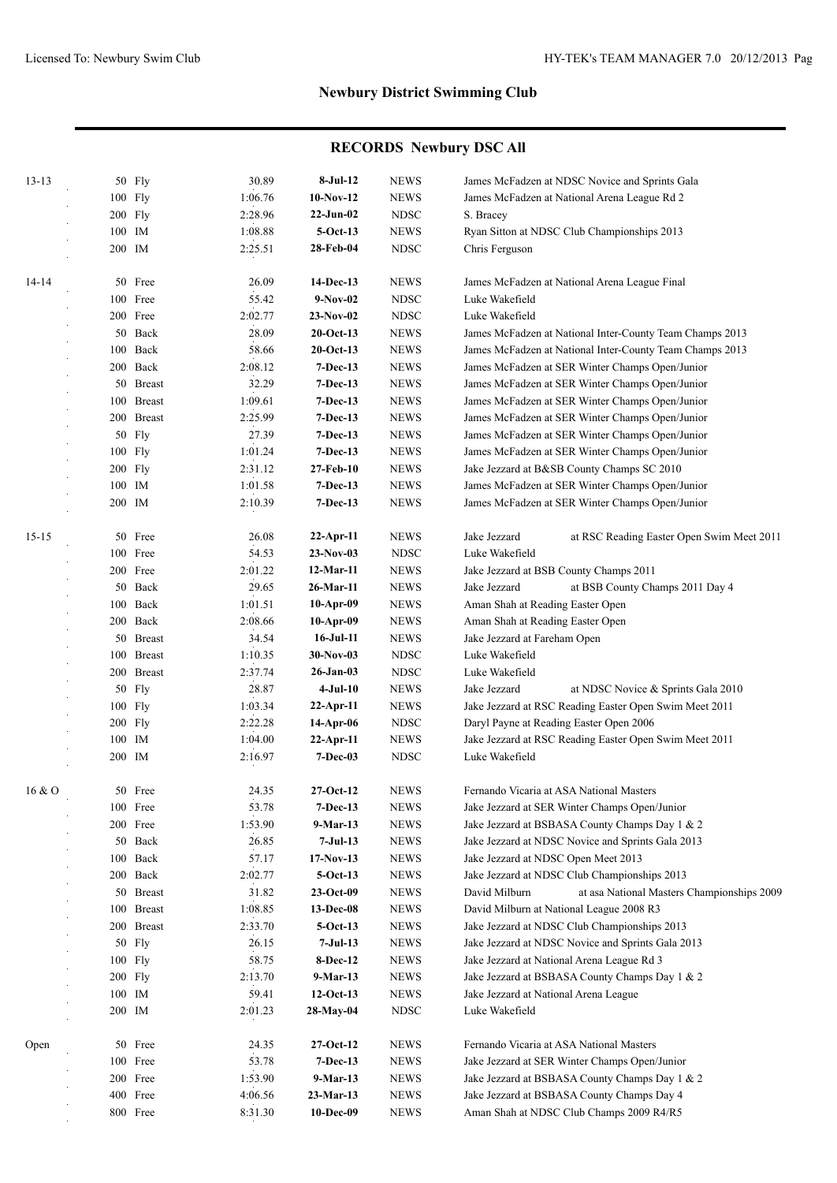## Newbury District Swimming Club

### RECORDS Newbury DSC All

| Age Group | Event | Time | Date | Type | Details |
|---|---|---|---|---|---|
| 13-13 | 50 Fly | 30.89 | **8-Jul-12** | NEWS | James McFadzen at NDSC Novice and Sprints Gala |
| | 100 Fly | 1:06.76 | **10-Nov-12** | NEWS | James McFadzen at National Arena League Rd 2 |
| | 200 Fly | 2:28.96 | **22-Jun-02** | NDSC | S. Bracey |
| | 100 IM | 1:08.88 | **5-Oct-13** | NEWS | Ryan Sitton at NDSC Club Championships 2013 |
| | 200 IM | 2:25.51 | **28-Feb-04** | NDSC | Chris Ferguson |
| 14-14 | 50 Free | 26.09 | **14-Dec-13** | NEWS | James McFadzen at National Arena League Final |
| | 100 Free | 55.42 | **9-Nov-02** | NDSC | Luke Wakefield |
| | 200 Free | 2:02.77 | **23-Nov-02** | NDSC | Luke Wakefield |
| | 50 Back | 28.09 | **20-Oct-13** | NEWS | James McFadzen at National Inter-County Team Champs 2013 |
| | 100 Back | 58.66 | **20-Oct-13** | NEWS | James McFadzen at National Inter-County Team Champs 2013 |
| | 200 Back | 2:08.12 | **7-Dec-13** | NEWS | James McFadzen at SER Winter Champs Open/Junior |
| | 50 Breast | 32.29 | **7-Dec-13** | NEWS | James McFadzen at SER Winter Champs Open/Junior |
| | 100 Breast | 1:09.61 | **7-Dec-13** | NEWS | James McFadzen at SER Winter Champs Open/Junior |
| | 200 Breast | 2:25.99 | **7-Dec-13** | NEWS | James McFadzen at SER Winter Champs Open/Junior |
| | 50 Fly | 27.39 | **7-Dec-13** | NEWS | James McFadzen at SER Winter Champs Open/Junior |
| | 100 Fly | 1:01.24 | **7-Dec-13** | NEWS | James McFadzen at SER Winter Champs Open/Junior |
| | 200 Fly | 2:31.12 | **27-Feb-10** | NEWS | Jake Jezzard at B&SB County Champs SC 2010 |
| | 100 IM | 1:01.58 | **7-Dec-13** | NEWS | James McFadzen at SER Winter Champs Open/Junior |
| | 200 IM | 2:10.39 | **7-Dec-13** | NEWS | James McFadzen at SER Winter Champs Open/Junior |
| 15-15 | 50 Free | 26.08 | **22-Apr-11** | NEWS | Jake Jezzard at RSC Reading Easter Open Swim Meet 2011 |
| | 100 Free | 54.53 | **23-Nov-03** | NDSC | Luke Wakefield |
| | 200 Free | 2:01.22 | **12-Mar-11** | NEWS | Jake Jezzard at BSB County Champs 2011 |
| | 50 Back | 29.65 | **26-Mar-11** | NEWS | Jake Jezzard at BSB County Champs 2011 Day 4 |
| | 100 Back | 1:01.51 | **10-Apr-09** | NEWS | Aman Shah at Reading Easter Open |
| | 200 Back | 2:08.66 | **10-Apr-09** | NEWS | Aman Shah at Reading Easter Open |
| | 50 Breast | 34.54 | **16-Jul-11** | NEWS | Jake Jezzard at Fareham Open |
| | 100 Breast | 1:10.35 | **30-Nov-03** | NDSC | Luke Wakefield |
| | 200 Breast | 2:37.74 | **26-Jan-03** | NDSC | Luke Wakefield |
| | 50 Fly | 28.87 | **4-Jul-10** | NEWS | Jake Jezzard at NDSC Novice & Sprints Gala 2010 |
| | 100 Fly | 1:03.34 | **22-Apr-11** | NEWS | Jake Jezzard at RSC Reading Easter Open Swim Meet 2011 |
| | 200 Fly | 2:22.28 | **14-Apr-06** | NDSC | Daryl Payne at Reading Easter Open 2006 |
| | 100 IM | 1:04.00 | **22-Apr-11** | NEWS | Jake Jezzard at RSC Reading Easter Open Swim Meet 2011 |
| | 200 IM | 2:16.97 | **7-Dec-03** | NDSC | Luke Wakefield |
| 16 & O | 50 Free | 24.35 | **27-Oct-12** | NEWS | Fernando Vicaria at ASA National Masters |
| | 100 Free | 53.78 | **7-Dec-13** | NEWS | Jake Jezzard at SER Winter Champs Open/Junior |
| | 200 Free | 1:53.90 | **9-Mar-13** | NEWS | Jake Jezzard at BSBASA County Champs Day 1 & 2 |
| | 50 Back | 26.85 | **7-Jul-13** | NEWS | Jake Jezzard at NDSC Novice and Sprints Gala 2013 |
| | 100 Back | 57.17 | **17-Nov-13** | NEWS | Jake Jezzard at NDSC Open Meet 2013 |
| | 200 Back | 2:02.77 | **5-Oct-13** | NEWS | Jake Jezzard at NDSC Club Championships 2013 |
| | 50 Breast | 31.82 | **23-Oct-09** | NEWS | David Milburn at asa National Masters Championships 2009 |
| | 100 Breast | 1:08.85 | **13-Dec-08** | NEWS | David Milburn at National League 2008 R3 |
| | 200 Breast | 2:33.70 | **5-Oct-13** | NEWS | Jake Jezzard at NDSC Club Championships 2013 |
| | 50 Fly | 26.15 | **7-Jul-13** | NEWS | Jake Jezzard at NDSC Novice and Sprints Gala 2013 |
| | 100 Fly | 58.75 | **8-Dec-12** | NEWS | Jake Jezzard at National Arena League Rd 3 |
| | 200 Fly | 2:13.70 | **9-Mar-13** | NEWS | Jake Jezzard at BSBASA County Champs Day 1 & 2 |
| | 100 IM | 59.41 | **12-Oct-13** | NEWS | Jake Jezzard at National Arena League |
| | 200 IM | 2:01.23 | **28-May-04** | NDSC | Luke Wakefield |
| Open | 50 Free | 24.35 | **27-Oct-12** | NEWS | Fernando Vicaria at ASA National Masters |
| | 100 Free | 53.78 | **7-Dec-13** | NEWS | Jake Jezzard at SER Winter Champs Open/Junior |
| | 200 Free | 1:53.90 | **9-Mar-13** | NEWS | Jake Jezzard at BSBASA County Champs Day 1 & 2 |
| | 400 Free | 4:06.56 | **23-Mar-13** | NEWS | Jake Jezzard at BSBASA County Champs Day 4 |
| | 800 Free | 8:31.30 | **10-Dec-09** | NEWS | Aman Shah at NDSC Club Champs 2009 R4/R5 |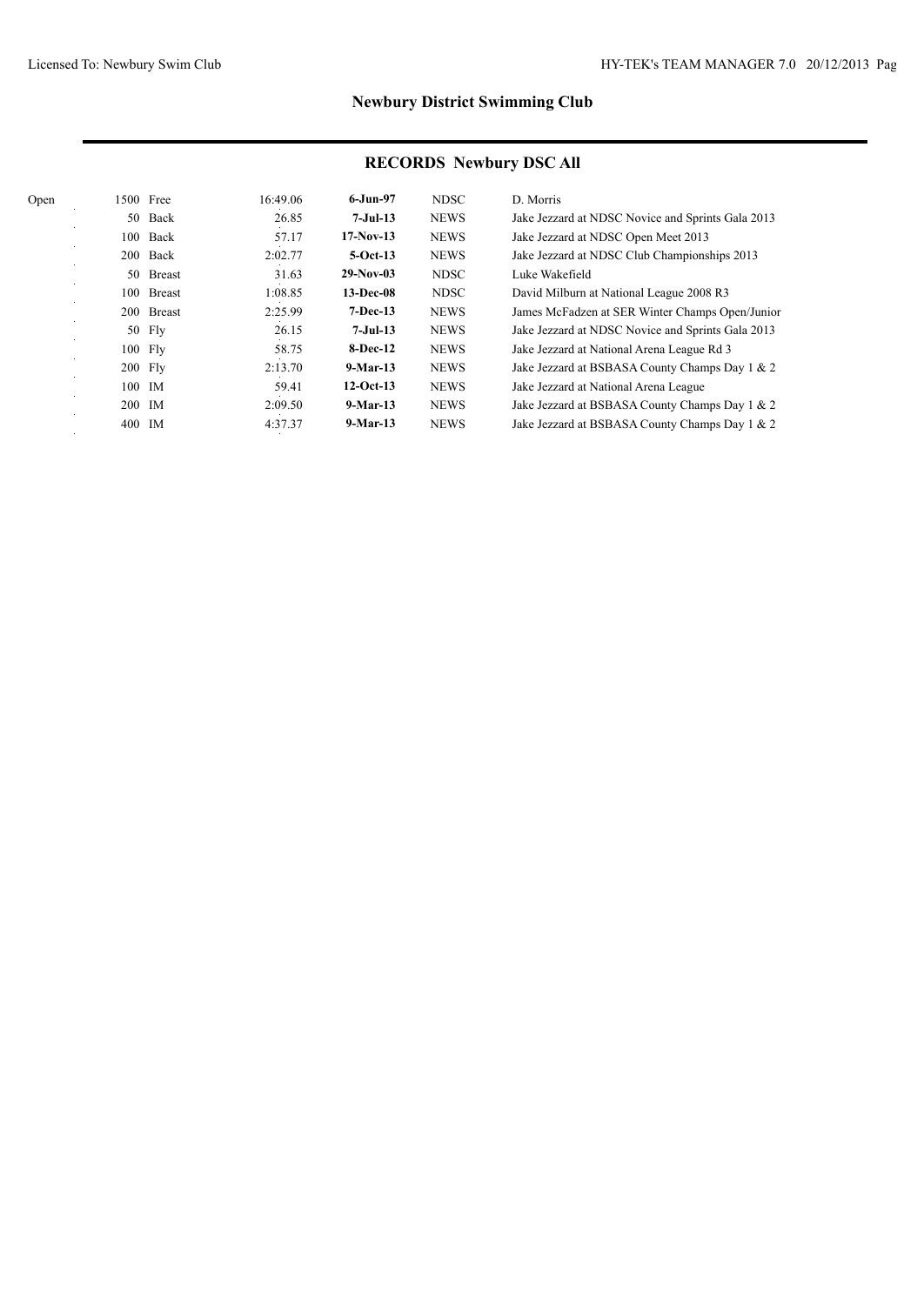## Newbury District Swimming Club

## RECORDS Newbury DSC All

| | | | | | | |
|---|---|---|---|---|---|---|
| Open | 1500 | Free | 16:49.06 | **6-Jun-97** | NDSC | D. Morris |
| | 50 | Back | 26.85 | **7-Jul-13** | NEWS | Jake Jezzard at NDSC Novice and Sprints Gala 2013 |
| | 100 | Back | 57.17 | **17-Nov-13** | NEWS | Jake Jezzard at NDSC Open Meet 2013 |
| | 200 | Back | 2:02.77 | **5-Oct-13** | NEWS | Jake Jezzard at NDSC Club Championships 2013 |
| | 50 | Breast | 31.63 | **29-Nov-03** | NDSC | Luke Wakefield |
| | 100 | Breast | 1:08.85 | **13-Dec-08** | NDSC | David Milburn at National League 2008 R3 |
| | 200 | Breast | 2:25.99 | **7-Dec-13** | NEWS | James McFadzen at SER Winter Champs Open/Junior |
| | 50 | Fly | 26.15 | **7-Jul-13** | NEWS | Jake Jezzard at NDSC Novice and Sprints Gala 2013 |
| | 100 | Fly | 58.75 | **8-Dec-12** | NEWS | Jake Jezzard at National Arena League Rd 3 |
| | 200 | Fly | 2:13.70 | **9-Mar-13** | NEWS | Jake Jezzard at BSBASA County Champs Day 1 & 2 |
| | 100 | IM | 59.41 | **12-Oct-13** | NEWS | Jake Jezzard at National Arena League |
| | 200 | IM | 2:09.50 | **9-Mar-13** | NEWS | Jake Jezzard at BSBASA County Champs Day 1 & 2 |
| | 400 | IM | 4:37.37 | **9-Mar-13** | NEWS | Jake Jezzard at BSBASA County Champs Day 1 & 2 |